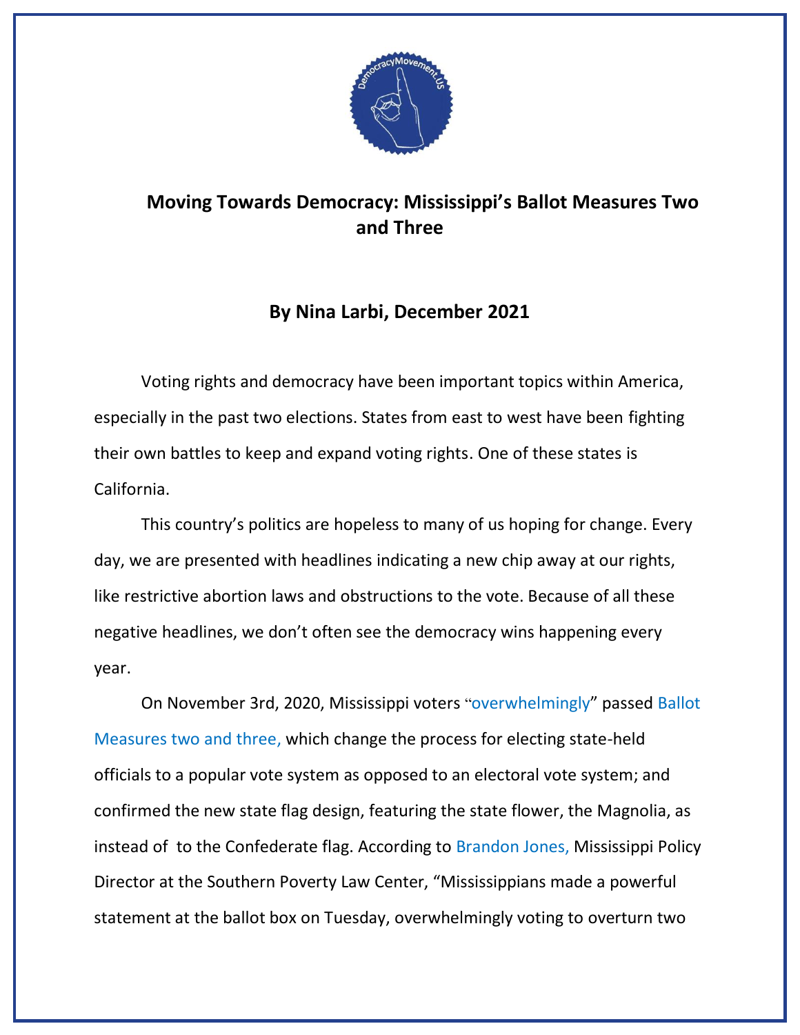# Moving Towards Democracy: Mississippi's Ballot Measures Two and Three

**By Nina Larbi, December 2021**

Voting rights and democracy have been important topics within America, especially in the past two elections. States from east to west have been fighting their own battles to keep and expand voting rights. One of these states is California.

This country's politics are hopeless to many of us hoping for change. Every day, we are presented with headlines indicating a new chip away at our rights, like restrictive abortion laws and obstructions to the vote. Because of all these negative headlines, we don't often see the democracy wins happening every year.

On November 3rd, 2020, Mississippi voters "overwhelmingly" passed Ballot Measures two and three, which change the process for electing state-held officials to a popular vote system as opposed to an electoral vote system; and confirmed the new state flag design, featuring the state flower, the Magnolia, as instead of to the Confederate flag. According to Brandon Jones, Mississippi Policy Director at the Southern Poverty Law Center, "Mississippians made a powerful statement at the ballot box on Tuesday, overwhelmingly voting to overturn two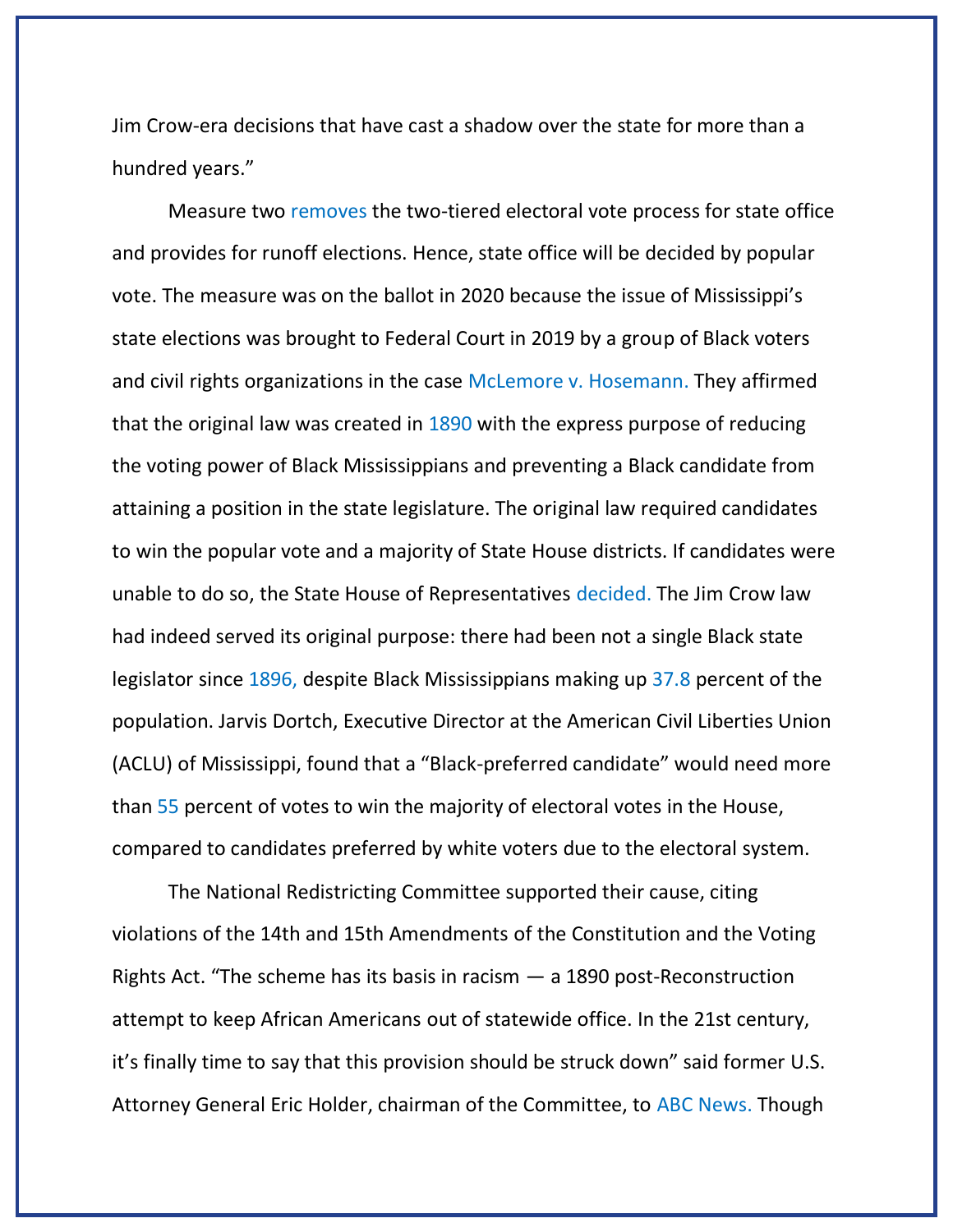Jim Crow-era decisions that have cast a shadow over the state for more than a hundred years."

Measure two removes the two-tiered electoral vote process for state office and provides for runoff elections. Hence, state office will be decided by popular vote. The measure was on the ballot in 2020 because the issue of Mississippi's state elections was brought to Federal Court in 2019 by a group of Black voters and civil rights organizations in the case McLemore v. Hosemann. They affirmed that the original law was created in 1890 with the express purpose of reducing the voting power of Black Mississippians and preventing a Black candidate from attaining a position in the state legislature. The original law required candidates to win the popular vote and a majority of State House districts. If candidates were unable to do so, the State House of Representatives decided. The Jim Crow law had indeed served its original purpose: there had been not a single Black state legislator since 1896, despite Black Mississippians making up 37.8 percent of the population. Jarvis Dortch, Executive Director at the American Civil Liberties Union (ACLU) of Mississippi, found that a "Black-preferred candidate" would need more than 55 percent of votes to win the majority of electoral votes in the House, compared to candidates preferred by white voters due to the electoral system.

The National Redistricting Committee supported their cause, citing violations of the 14th and 15th Amendments of the Constitution and the Voting Rights Act. "The scheme has its basis in racism — a 1890 post-Reconstruction attempt to keep African Americans out of statewide office. In the 21st century, it's finally time to say that this provision should be struck down" said former U.S. Attorney General Eric Holder, chairman of the Committee, to ABC News. Though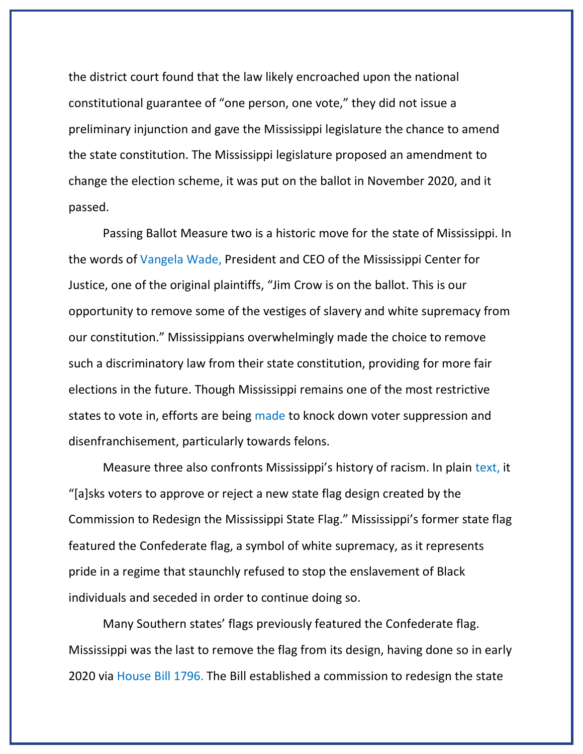the district court found that the law likely encroached upon the national constitutional guarantee of "one person, one vote," they did not issue a preliminary injunction and gave the Mississippi legislature the chance to amend the state constitution. The Mississippi legislature proposed an amendment to change the election scheme, it was put on the ballot in November 2020, and it passed.

Passing Ballot Measure two is a historic move for the state of Mississippi. In the words of Vangela Wade, President and CEO of the Mississippi Center for Justice, one of the original plaintiffs, "Jim Crow is on the ballot. This is our opportunity to remove some of the vestiges of slavery and white supremacy from our constitution." Mississippians overwhelmingly made the choice to remove such a discriminatory law from their state constitution, providing for more fair elections in the future. Though Mississippi remains one of the most restrictive states to vote in, efforts are being made to knock down voter suppression and disenfranchisement, particularly towards felons.

Measure three also confronts Mississippi's history of racism. In plain text, it "[a]sks voters to approve or reject a new state flag design created by the Commission to Redesign the Mississippi State Flag." Mississippi's former state flag featured the Confederate flag, a symbol of white supremacy, as it represents pride in a regime that staunchly refused to stop the enslavement of Black individuals and seceded in order to continue doing so.

Many Southern states' flags previously featured the Confederate flag. Mississippi was the last to remove the flag from its design, having done so in early 2020 via House Bill 1796. The Bill established a commission to redesign the state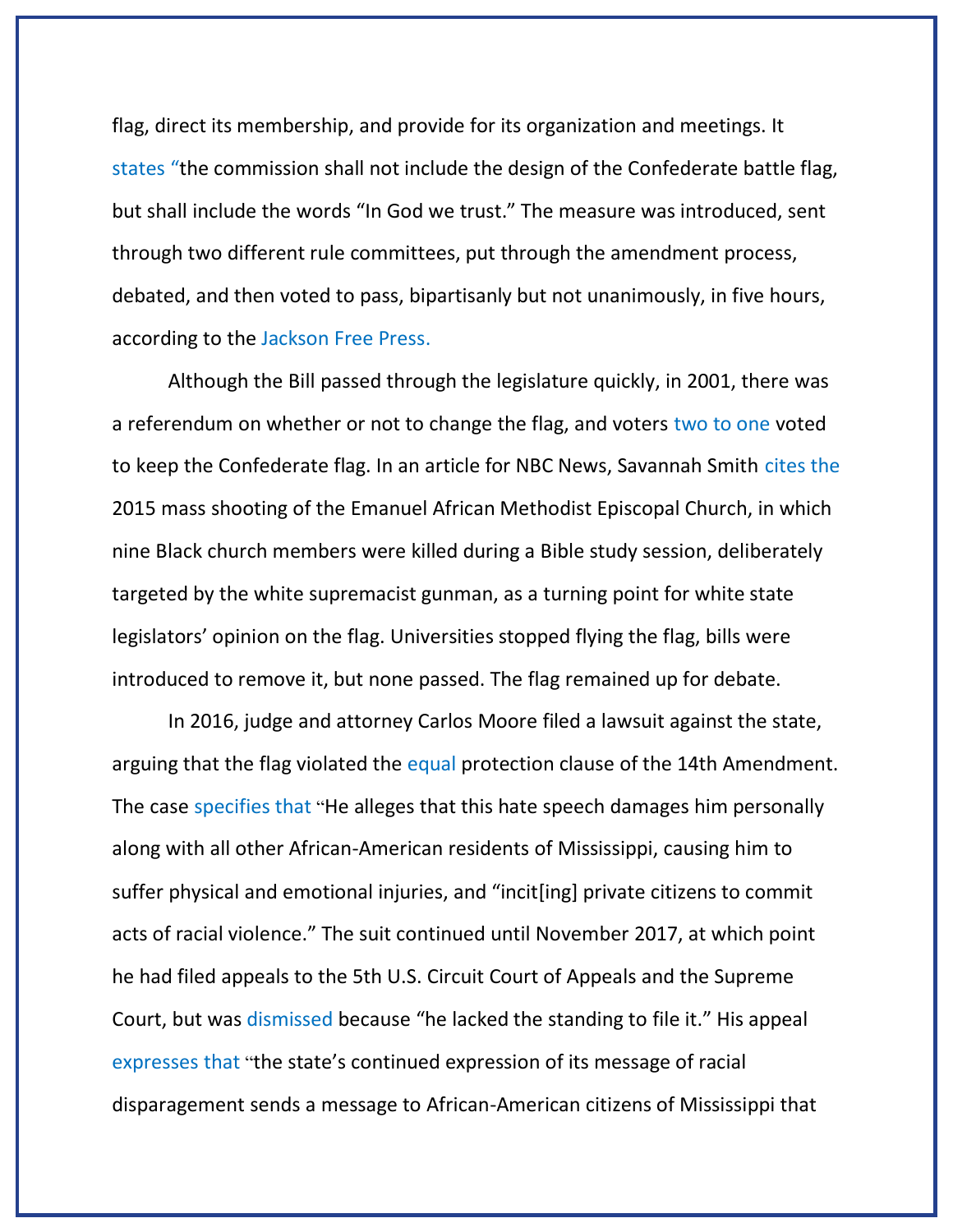flag, direct its membership, and provide for its organization and meetings. It states "the commission shall not include the design of the Confederate battle flag, but shall include the words "In God we trust." The measure was introduced, sent through two different rule committees, put through the amendment process, debated, and then voted to pass, bipartisanly but not unanimously, in five hours, according to the Jackson Free Press.

Although the Bill passed through the legislature quickly, in 2001, there was a referendum on whether or not to change the flag, and voters two to one voted to keep the Confederate flag. In an article for NBC News, Savannah Smith cites the 2015 mass shooting of the Emanuel African Methodist Episcopal Church, in which nine Black church members were killed during a Bible study session, deliberately targeted by the white supremacist gunman, as a turning point for white state legislators' opinion on the flag. Universities stopped flying the flag, bills were introduced to remove it, but none passed. The flag remained up for debate.

In 2016, judge and attorney Carlos Moore filed a lawsuit against the state, arguing that the flag violated the equal protection clause of the 14th Amendment. The case specifies that "He alleges that this hate speech damages him personally along with all other African-American residents of Mississippi, causing him to suffer physical and emotional injuries, and "incit[ing] private citizens to commit acts of racial violence." The suit continued until November 2017, at which point he had filed appeals to the 5th U.S. Circuit Court of Appeals and the Supreme Court, but was dismissed because "he lacked the standing to file it." His appeal expresses that "the state's continued expression of its message of racial disparagement sends a message to African-American citizens of Mississippi that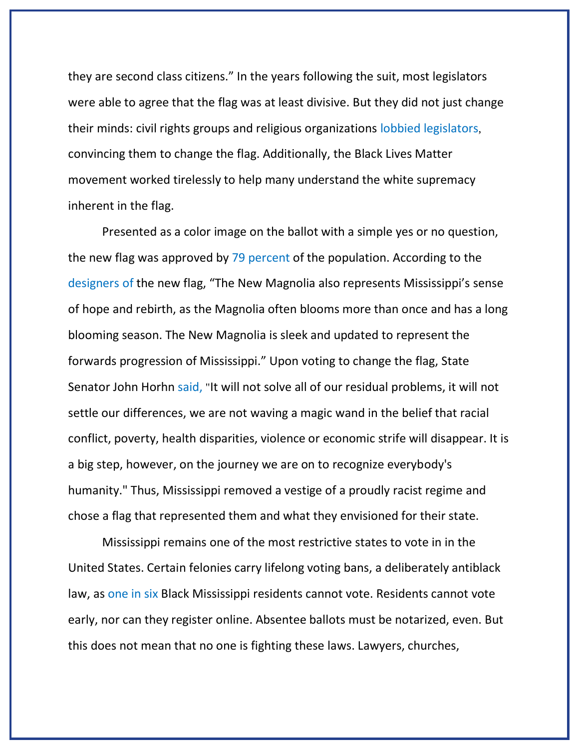they are second class citizens." In the years following the suit, most legislators were able to agree that the flag was at least divisive. But they did not just change their minds: civil rights groups and religious organizations lobbied legislators, convincing them to change the flag. Additionally, the Black Lives Matter movement worked tirelessly to help many understand the white supremacy inherent in the flag.

Presented as a color image on the ballot with a simple yes or no question, the new flag was approved by 79 percent of the population. According to the designers of the new flag, "The New Magnolia also represents Mississippi's sense of hope and rebirth, as the Magnolia often blooms more than once and has a long blooming season. The New Magnolia is sleek and updated to represent the forwards progression of Mississippi." Upon voting to change the flag, State Senator John Horhn said, "It will not solve all of our residual problems, it will not settle our differences, we are not waving a magic wand in the belief that racial conflict, poverty, health disparities, violence or economic strife will disappear. It is a big step, however, on the journey we are on to recognize everybody's humanity." Thus, Mississippi removed a vestige of a proudly racist regime and chose a flag that represented them and what they envisioned for their state.

Mississippi remains one of the most restrictive states to vote in in the United States. Certain felonies carry lifelong voting bans, a deliberately antiblack law, as one in six Black Mississippi residents cannot vote. Residents cannot vote early, nor can they register online. Absentee ballots must be notarized, even. But this does not mean that no one is fighting these laws. Lawyers, churches,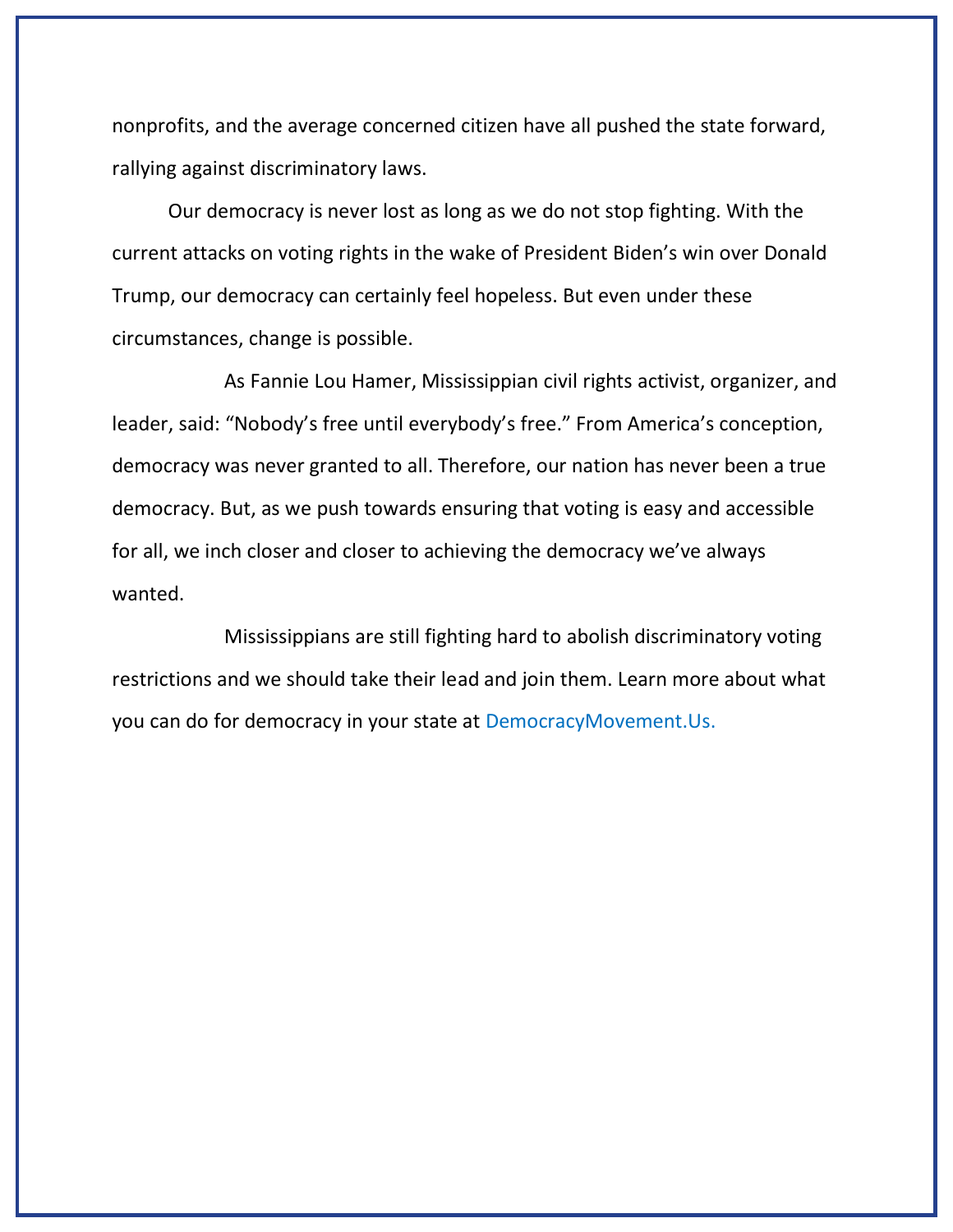nonprofits, and the average concerned citizen have all pushed the state forward, rallying against discriminatory laws.

Our democracy is never lost as long as we do not stop fighting. With the current attacks on voting rights in the wake of President Biden's win over Donald Trump, our democracy can certainly feel hopeless. But even under these circumstances, change is possible.

As Fannie Lou Hamer, Mississippian civil rights activist, organizer, and leader, said: "Nobody's free until everybody's free." From America's conception, democracy was never granted to all. Therefore, our nation has never been a true democracy. But, as we push towards ensuring that voting is easy and accessible for all, we inch closer and closer to achieving the democracy we've always wanted.

Mississippians are still fighting hard to abolish discriminatory voting restrictions and we should take their lead and join them. Learn more about what you can do for democracy in your state at DemocracyMovement.Us.